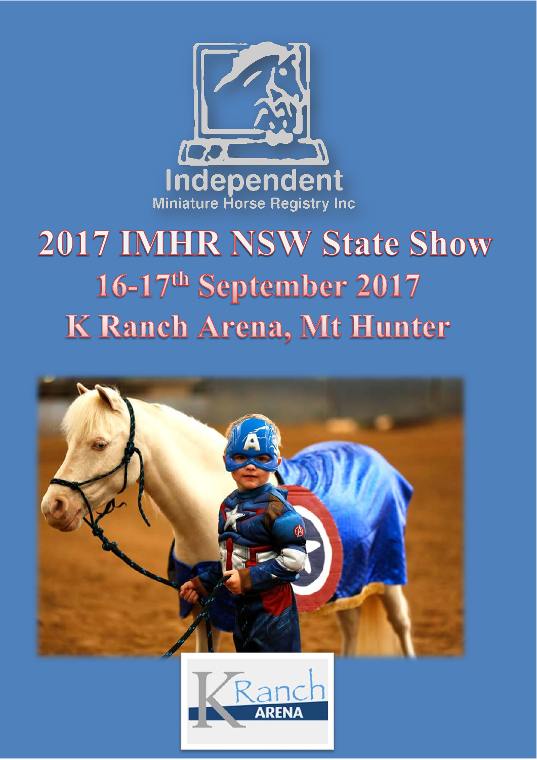Independent

Miniature Horse Registry Inc

# 2017 IMHR NSW State Show

## 16-17th September 2017

## K Ranch Arena, Mt Hunter

K Ranch ARENA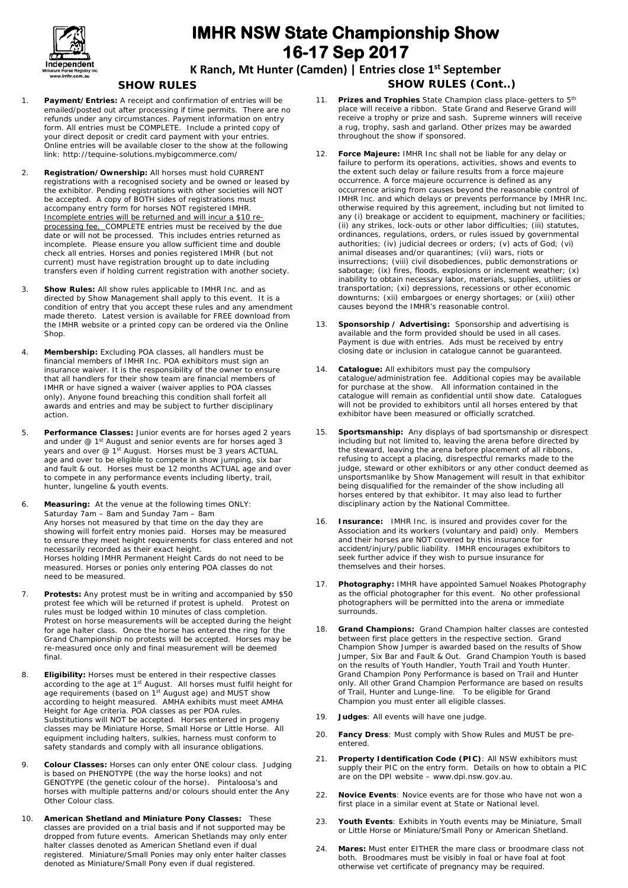# IMHR NSW State Championship Show

# 16-17 Sep 2017

**K Ranch, Mt Hunter (Camden) | Entries close 1st September**

## SHOW RULES

1. **Payment/Entries:** A receipt and confirmation of entries will be emailed/posted out after processing if time permits. There are no refunds under any circumstances. Payment information on entry form. All entries must be COMPLETE. Include a printed copy of your direct deposit or credit card payment with your entries. Online entries will be available closer to the show at the following link: http://tequine-solutions.mybigcommerce.com/

2. **Registration/Ownership:** All horses must hold CURRENT registrations with a recognised society and be owned or leased by the exhibitor. Pending registrations with other societies will NOT be accepted. A copy of BOTH sides of registrations must accompany entry form for horses NOT registered IMHR. Incomplete entries will be returned and will incur a $10 re-processing fee. COMPLETE entries must be received by the due date or will not be processed. This includes entries returned as incomplete. Please ensure you allow sufficient time and double check all entries. Horses and ponies registered IMHR (but not current) must have registration brought up to date including transfers even if holding current registration with another society.

3. **Show Rules:** All show rules applicable to IMHR Inc. and as directed by Show Management shall apply to this event. It is a condition of entry that you accept these rules and any amendment made thereto. Latest version is available for FREE download from the IMHR website or a printed copy can be ordered via the Online Shop.

4. **Membership:** Excluding POA classes, all handlers must be financial members of IMHR Inc. POA exhibitors must sign an insurance waiver. It is the responsibility of the owner to ensure that all handlers for their show team are financial members of IMHR or have signed a waiver (waiver applies to POA classes only). Anyone found breaching this condition shall forfeit all awards and entries and may be subject to further disciplinary action.

5. **Performance Classes:** Junior events are for horses aged 2 years and under @ 1st August and senior events are for horses aged 3 years and over @ 1st August. Horses must be 3 years ACTUAL age and over to be eligible to compete in show jumping, six bar and fault & out. Horses must be 12 months ACTUAL age and over to compete in any performance events including liberty, trail, hunter, lungeline & youth events.

6. **Measuring:** At the venue at the following times ONLY: Saturday 7am – 8am and Sunday 7am – 8am
Any horses not measured by that time on the day they are showing will forfeit entry monies paid. Horses may be measured to ensure they meet height requirements for class entered and not necessarily recorded as their exact height.
Horses holding IMHR Permanent Height Cards do not need to be measured. Horses or ponies only entering POA classes do not need to be measured.

7. **Protests:** Any protest must be in writing and accompanied by $50 protest fee which will be returned if protest is upheld. Protest on rules must be lodged within 10 minutes of class completion. Protest on horse measurements will be accepted during the height for age halter class. Once the horse has entered the ring for the Grand Championship no protests will be accepted. Horses may be re-measured once only and final measurement will be deemed final.

8. **Eligibility:** Horses must be entered in their respective classes according to the age at 1st August. All horses must fulfil height for age requirements (based on 1st August age) and MUST show according to height measured. AMHA exhibits must meet AMHA Height for Age criteria. POA classes as per POA rules. Substitutions will NOT be accepted. Horses entered in progeny classes may be Miniature Horse, Small Horse or Little Horse. All equipment including halters, sulkies, harness must conform to safety standards and comply with all insurance obligations.

9. **Colour Classes:** Horses can only enter ONE colour class. Judging is based on PHENOTYPE (the way the horse looks) and not GENOTYPE (the genetic colour of the horse). Pintaloosa's and horses with multiple patterns and/or colours should enter the Any Other Colour class.

10. **American Shetland and Miniature Pony Classes:** These classes are provided on a trial basis and if not supported may be dropped from future events. American Shetlands may only enter halter classes denoted as American Shetland even if dual registered. Miniature/Small Ponies may only enter halter classes denoted as Miniature/Small Pony even if dual registered.

## SHOW RULES (Cont..)

11. **Prizes and Trophies** State Champion class place-getters to 5th place will receive a ribbon. State Grand and Reserve Grand will receive a trophy or prize and sash. Supreme winners will receive a rug, trophy, sash and garland. Other prizes may be awarded throughout the show if sponsored.

12. **Force Majeure:** IMHR Inc shall not be liable for any delay or failure to perform its operations, activities, shows and events to the extent such delay or failure results from a force majeure occurrence. A force majeure occurrence is defined as any occurrence arising from causes beyond the reasonable control of IMHR Inc. and which delays or prevents performance by IMHR Inc. otherwise required by this agreement, including but not limited to any (i) breakage or accident to equipment, machinery or facilities; (ii) any strikes, lock-outs or other labor difficulties; (iii) statutes, ordinances, regulations, orders, or rules issued by governmental authorities; (iv) judicial decrees or orders; (v) acts of God; (vi) animal diseases and/or quarantines; (vii) wars, riots or insurrections; (viii) civil disobediences, public demonstrations or sabotage; (ix) fires, floods, explosions or inclement weather; (x) inability to obtain necessary labor, materials, supplies, utilities or transportation; (xi) depressions, recessions or other economic downturns; (xii) embargoes or energy shortages; or (xiii) other causes beyond the IMHR's reasonable control.

13. **Sponsorship / Advertising:** Sponsorship and advertising is available and the form provided should be used in all cases. Payment is due with entries. Ads must be received by entry closing date or inclusion in catalogue cannot be guaranteed.

14. **Catalogue:** All exhibitors must pay the compulsory catalogue/administration fee. Additional copies may be available for purchase at the show. All information contained in the catalogue will remain as confidential until show date. Catalogues will not be provided to exhibitors until all horses entered by that exhibitor have been measured or officially scratched.

15. **Sportsmanship:** Any displays of bad sportsmanship or disrespect including but not limited to, leaving the arena before directed by the steward, leaving the arena before placement of all ribbons, refusing to accept a placing, disrespectful remarks made to the judge, steward or other exhibitors or any other conduct deemed as unsportsmanlike by Show Management will result in that exhibitor being disqualified for the remainder of the show including all horses entered by that exhibitor. It may also lead to further disciplinary action by the National Committee.

16. **Insurance:** IMHR Inc. is insured and provides cover for the Association and its workers (voluntary and paid) only. Members and their horses are NOT covered by this insurance for accident/injury/public liability. IMHR encourages exhibitors to seek further advice if they wish to pursue insurance for themselves and their horses.

17. **Photography:** IMHR have appointed Samuel Noakes Photography as the official photographer for this event. No other professional photographers will be permitted into the arena or immediate surrounds.

18. **Grand Champions:** Grand Champion halter classes are contested between first place getters in the respective section. Grand Champion Show Jumper is awarded based on the results of Show Jumper, Six Bar and Fault & Out. Grand Champion Youth is based on the results of Youth Handler, Youth Trail and Youth Hunter. Grand Champion Pony Performance is based on Trail and Hunter only. All other Grand Champion Performance are based on results of Trail, Hunter and Lunge-line. To be eligible for Grand Champion you must enter all eligible classes.

19. **Judges**: All events will have one judge.

20. **Fancy Dress**: Must comply with Show Rules and MUST be pre-entered.

21. **Property Identification Code (PIC)**: All NSW exhibitors must supply their PIC on the entry form. Details on how to obtain a PIC are on the DPI website – www.dpi.nsw.gov.au.

22. **Novice Events**: Novice events are for those who have not won a first place in a similar event at State or National level.

23. **Youth Events**: Exhibits in Youth events may be Miniature, Small or Little Horse or Miniature/Small Pony or American Shetland.

24. **Mares:** Must enter EITHER the mare class or broodmare class not both. Broodmares must be visibly in foal or have foal at foot otherwise vet certificate of pregnancy may be required.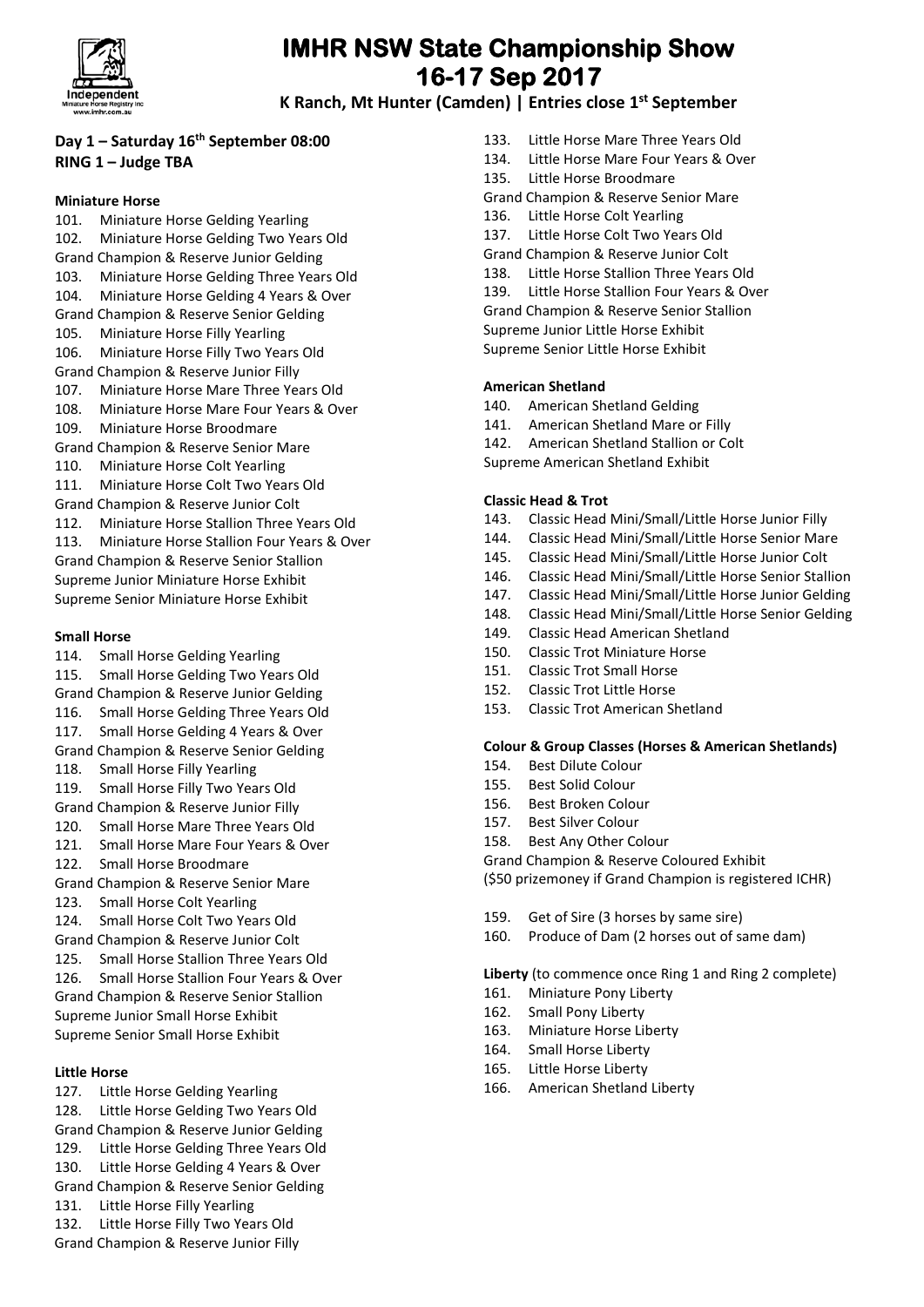# IMHR NSW State Championship Show
## 16-17 Sep 2017

**K Ranch, Mt Hunter (Camden) | Entries close 1st September**

**Day 1 – Saturday 16th September 08:00**
**RING 1 – Judge TBA**

#### Miniature Horse

101. Miniature Horse Gelding Yearling
102. Miniature Horse Gelding Two Years Old

Grand Champion & Reserve Junior Gelding

103. Miniature Horse Gelding Three Years Old
104. Miniature Horse Gelding 4 Years & Over

Grand Champion & Reserve Senior Gelding

105. Miniature Horse Filly Yearling
106. Miniature Horse Filly Two Years Old

Grand Champion & Reserve Junior Filly

107. Miniature Horse Mare Three Years Old
108. Miniature Horse Mare Four Years & Over
109. Miniature Horse Broodmare

Grand Champion & Reserve Senior Mare

110. Miniature Horse Colt Yearling
111. Miniature Horse Colt Two Years Old

Grand Champion & Reserve Junior Colt

112. Miniature Horse Stallion Three Years Old
113. Miniature Horse Stallion Four Years & Over

Grand Champion & Reserve Senior Stallion
Supreme Junior Miniature Horse Exhibit
Supreme Senior Miniature Horse Exhibit

#### Small Horse

114. Small Horse Gelding Yearling
115. Small Horse Gelding Two Years Old

Grand Champion & Reserve Junior Gelding

116. Small Horse Gelding Three Years Old
117. Small Horse Gelding 4 Years & Over

Grand Champion & Reserve Senior Gelding

118. Small Horse Filly Yearling
119. Small Horse Filly Two Years Old

Grand Champion & Reserve Junior Filly

120. Small Horse Mare Three Years Old
121. Small Horse Mare Four Years & Over
122. Small Horse Broodmare

Grand Champion & Reserve Senior Mare

123. Small Horse Colt Yearling
124. Small Horse Colt Two Years Old

Grand Champion & Reserve Junior Colt

125. Small Horse Stallion Three Years Old
126. Small Horse Stallion Four Years & Over

Grand Champion & Reserve Senior Stallion
Supreme Junior Small Horse Exhibit
Supreme Senior Small Horse Exhibit

#### Little Horse

127. Little Horse Gelding Yearling
128. Little Horse Gelding Two Years Old

Grand Champion & Reserve Junior Gelding

129. Little Horse Gelding Three Years Old
130. Little Horse Gelding 4 Years & Over

Grand Champion & Reserve Senior Gelding

131. Little Horse Filly Yearling
132. Little Horse Filly Two Years Old

Grand Champion & Reserve Junior Filly

133. Little Horse Mare Three Years Old
134. Little Horse Mare Four Years & Over
135. Little Horse Broodmare

Grand Champion & Reserve Senior Mare

136. Little Horse Colt Yearling
137. Little Horse Colt Two Years Old

Grand Champion & Reserve Junior Colt

138. Little Horse Stallion Three Years Old
139. Little Horse Stallion Four Years & Over

Grand Champion & Reserve Senior Stallion
Supreme Junior Little Horse Exhibit
Supreme Senior Little Horse Exhibit

#### American Shetland

140. American Shetland Gelding
141. American Shetland Mare or Filly
142. American Shetland Stallion or Colt

Supreme American Shetland Exhibit

#### Classic Head & Trot

143. Classic Head Mini/Small/Little Horse Junior Filly
144. Classic Head Mini/Small/Little Horse Senior Mare
145. Classic Head Mini/Small/Little Horse Junior Colt
146. Classic Head Mini/Small/Little Horse Senior Stallion
147. Classic Head Mini/Small/Little Horse Junior Gelding
148. Classic Head Mini/Small/Little Horse Senior Gelding
149. Classic Head American Shetland
150. Classic Trot Miniature Horse
151. Classic Trot Small Horse
152. Classic Trot Little Horse
153. Classic Trot American Shetland

#### Colour & Group Classes (Horses & American Shetlands)

154. Best Dilute Colour
155. Best Solid Colour
156. Best Broken Colour
157. Best Silver Colour
158. Best Any Other Colour

Grand Champion & Reserve Coloured Exhibit
($50 prizemoney if Grand Champion is registered ICHR)

159. Get of Sire (3 horses by same sire)
160. Produce of Dam (2 horses out of same dam)

**Liberty** (to commence once Ring 1 and Ring 2 complete)

161. Miniature Pony Liberty
162. Small Pony Liberty
163. Miniature Horse Liberty
164. Small Horse Liberty
165. Little Horse Liberty
166. American Shetland Liberty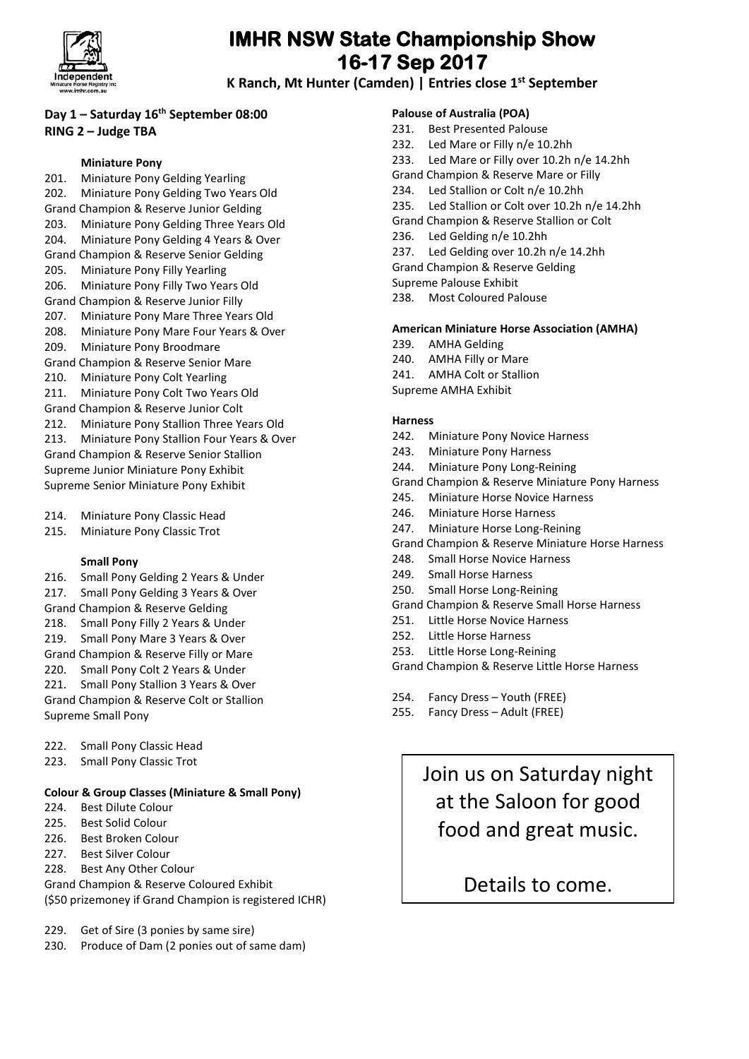# IMHR NSW State Championship Show 16-17 Sep 2017

**K Ranch, Mt Hunter (Camden) | Entries close 1st September**

**Day 1 – Saturday 16th September 08:00**
**RING 2 – Judge TBA**

**Miniature Pony**

201. Miniature Pony Gelding Yearling
202. Miniature Pony Gelding Two Years Old

Grand Champion & Reserve Junior Gelding

203. Miniature Pony Gelding Three Years Old
204. Miniature Pony Gelding 4 Years & Over

Grand Champion & Reserve Senior Gelding

205. Miniature Pony Filly Yearling
206. Miniature Pony Filly Two Years Old

Grand Champion & Reserve Junior Filly

207. Miniature Pony Mare Three Years Old
208. Miniature Pony Mare Four Years & Over
209. Miniature Pony Broodmare

Grand Champion & Reserve Senior Mare

210. Miniature Pony Colt Yearling
211. Miniature Pony Colt Two Years Old

Grand Champion & Reserve Junior Colt

212. Miniature Pony Stallion Three Years Old
213. Miniature Pony Stallion Four Years & Over

Grand Champion & Reserve Senior Stallion
Supreme Junior Miniature Pony Exhibit
Supreme Senior Miniature Pony Exhibit

214. Miniature Pony Classic Head
215. Miniature Pony Classic Trot

**Small Pony**

216. Small Pony Gelding 2 Years & Under
217. Small Pony Gelding 3 Years & Over

Grand Champion & Reserve Gelding

218. Small Pony Filly 2 Years & Under
219. Small Pony Mare 3 Years & Over

Grand Champion & Reserve Filly or Mare

220. Small Pony Colt 2 Years & Under
221. Small Pony Stallion 3 Years & Over

Grand Champion & Reserve Colt or Stallion
Supreme Small Pony

222. Small Pony Classic Head
223. Small Pony Classic Trot

**Colour & Group Classes (Miniature & Small Pony)**

224. Best Dilute Colour
225. Best Solid Colour
226. Best Broken Colour
227. Best Silver Colour
228. Best Any Other Colour

Grand Champion & Reserve Coloured Exhibit
($50 prizemoney if Grand Champion is registered ICHR)

229. Get of Sire (3 ponies by same sire)
230. Produce of Dam (2 ponies out of same dam)

**Palouse of Australia (POA)**

231. Best Presented Palouse
232. Led Mare or Filly n/e 10.2hh
233. Led Mare or Filly over 10.2h n/e 14.2hh

Grand Champion & Reserve Mare or Filly

234. Led Stallion or Colt n/e 10.2hh
235. Led Stallion or Colt over 10.2h n/e 14.2hh

Grand Champion & Reserve Stallion or Colt

236. Led Gelding n/e 10.2hh
237. Led Gelding over 10.2h n/e 14.2hh

Grand Champion & Reserve Gelding
Supreme Palouse Exhibit

238. Most Coloured Palouse

**American Miniature Horse Association (AMHA)**

239. AMHA Gelding
240. AMHA Filly or Mare
241. AMHA Colt or Stallion

Supreme AMHA Exhibit

**Harness**

242. Miniature Pony Novice Harness
243. Miniature Pony Harness
244. Miniature Pony Long-Reining

Grand Champion & Reserve Miniature Pony Harness

245. Miniature Horse Novice Harness
246. Miniature Horse Harness
247. Miniature Horse Long-Reining

Grand Champion & Reserve Miniature Horse Harness

248. Small Horse Novice Harness
249. Small Horse Harness
250. Small Horse Long-Reining

Grand Champion & Reserve Small Horse Harness

251. Little Horse Novice Harness
252. Little Horse Harness
253. Little Horse Long-Reining

Grand Champion & Reserve Little Horse Harness

254. Fancy Dress – Youth (FREE)
255. Fancy Dress – Adult (FREE)

Join us on Saturday night at the Saloon for good food and great music.

Details to come.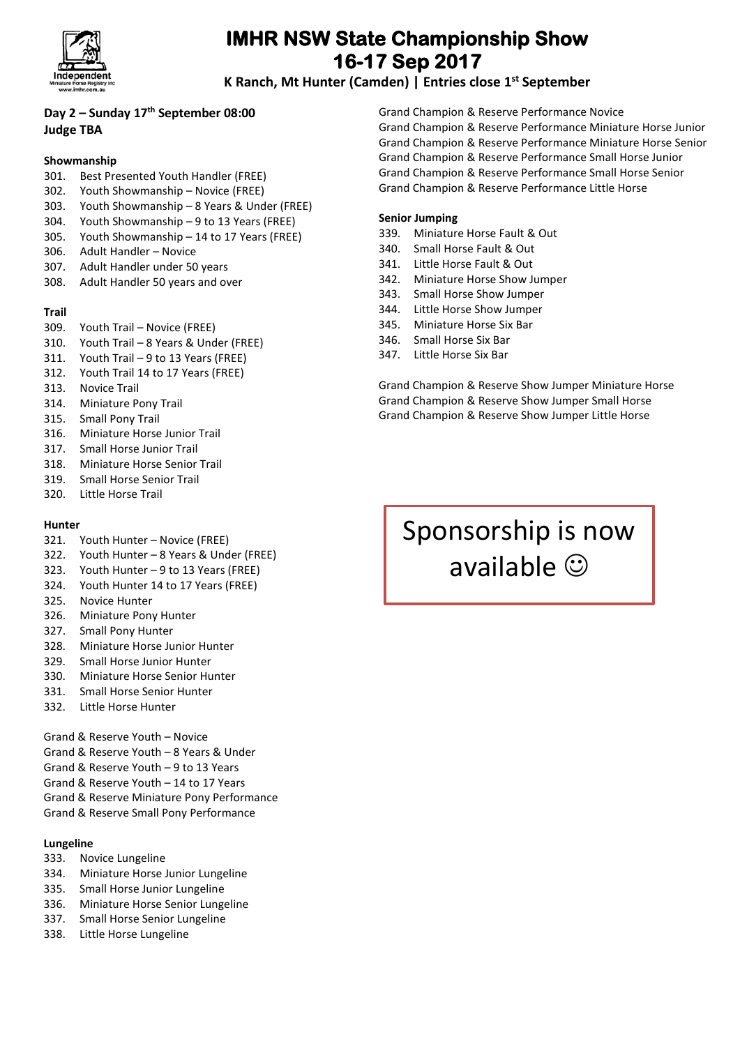# IMHR NSW State Championship Show
# 16-17 Sep 2017

**K Ranch, Mt Hunter (Camden) | Entries close 1st September**

**Day 2 – Sunday 17th September 08:00**
**Judge TBA**

### Showmanship

301. Best Presented Youth Handler (FREE)
302. Youth Showmanship – Novice (FREE)
303. Youth Showmanship – 8 Years & Under (FREE)
304. Youth Showmanship – 9 to 13 Years (FREE)
305. Youth Showmanship – 14 to 17 Years (FREE)
306. Adult Handler – Novice
307. Adult Handler under 50 years
308. Adult Handler 50 years and over

### Trail

309. Youth Trail – Novice (FREE)
310. Youth Trail – 8 Years & Under (FREE)
311. Youth Trail – 9 to 13 Years (FREE)
312. Youth Trail 14 to 17 Years (FREE)
313. Novice Trail
314. Miniature Pony Trail
315. Small Pony Trail
316. Miniature Horse Junior Trail
317. Small Horse Junior Trail
318. Miniature Horse Senior Trail
319. Small Horse Senior Trail
320. Little Horse Trail

### Hunter

321. Youth Hunter – Novice (FREE)
322. Youth Hunter – 8 Years & Under (FREE)
323. Youth Hunter – 9 to 13 Years (FREE)
324. Youth Hunter 14 to 17 Years (FREE)
325. Novice Hunter
326. Miniature Pony Hunter
327. Small Pony Hunter
328. Miniature Horse Junior Hunter
329. Small Horse Junior Hunter
330. Miniature Horse Senior Hunter
331. Small Horse Senior Hunter
332. Little Horse Hunter

Grand & Reserve Youth – Novice
Grand & Reserve Youth – 8 Years & Under
Grand & Reserve Youth – 9 to 13 Years
Grand & Reserve Youth – 14 to 17 Years
Grand & Reserve Miniature Pony Performance
Grand & Reserve Small Pony Performance

### Lungeline

333. Novice Lungeline
334. Miniature Horse Junior Lungeline
335. Small Horse Junior Lungeline
336. Miniature Horse Senior Lungeline
337. Small Horse Senior Lungeline
338. Little Horse Lungeline

Grand Champion & Reserve Performance Novice
Grand Champion & Reserve Performance Miniature Horse Junior
Grand Champion & Reserve Performance Miniature Horse Senior
Grand Champion & Reserve Performance Small Horse Junior
Grand Champion & Reserve Performance Small Horse Senior
Grand Champion & Reserve Performance Little Horse

### Senior Jumping

339. Miniature Horse Fault & Out
340. Small Horse Fault & Out
341. Little Horse Fault & Out
342. Miniature Horse Show Jumper
343. Small Horse Show Jumper
344. Little Horse Show Jumper
345. Miniature Horse Six Bar
346. Small Horse Six Bar
347. Little Horse Six Bar

Grand Champion & Reserve Show Jumper Miniature Horse
Grand Champion & Reserve Show Jumper Small Horse
Grand Champion & Reserve Show Jumper Little Horse

Sponsorship is now available ☺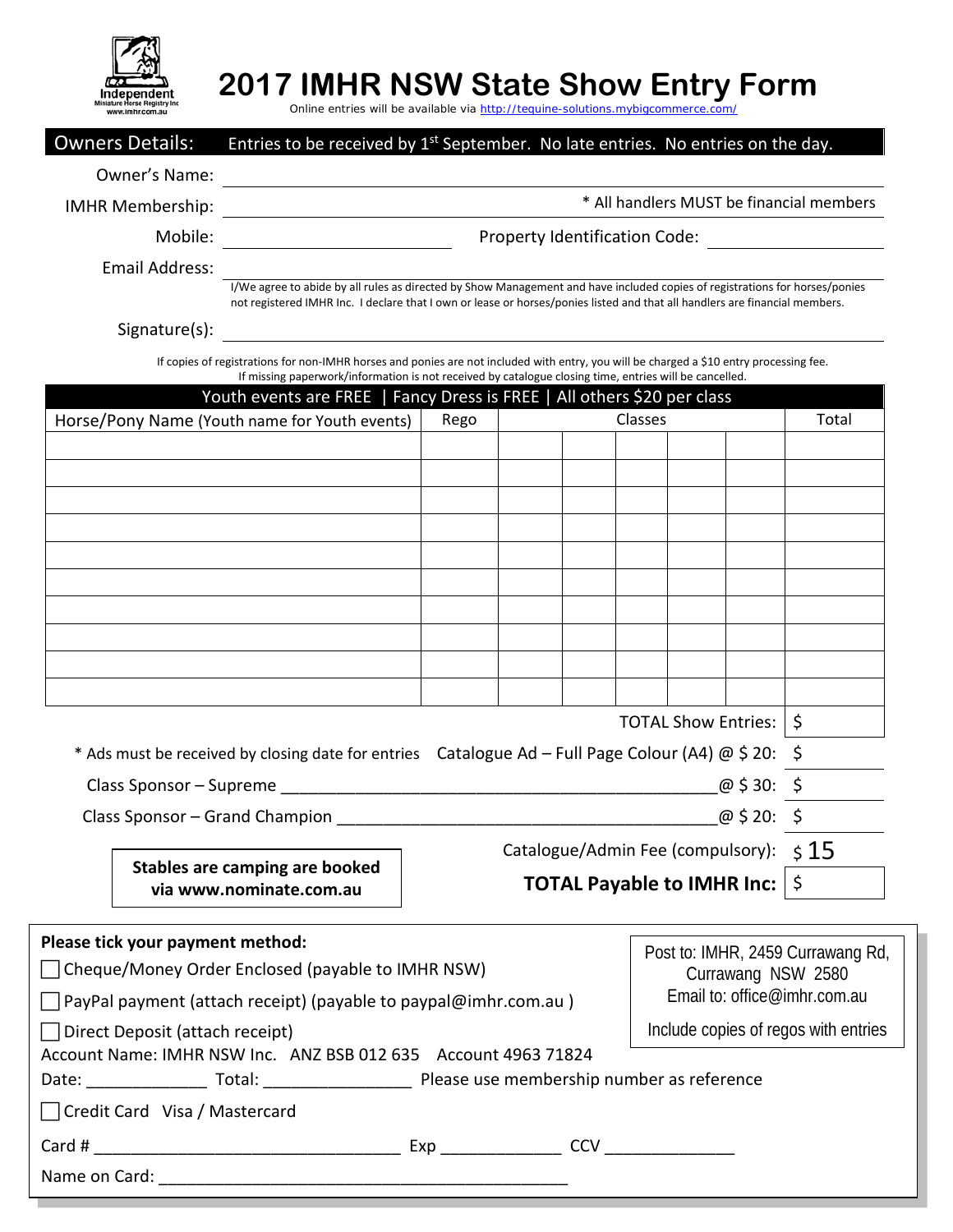Independent Miniature Horse Registry Inc
www.imhr.com.au

# 2017 IMHR NSW State Show Entry Form

Online entries will be available via http://tequine-solutions.mybigcommerce.com/

**Owners Details:** Entries to be received by 1st September. No late entries. No entries on the day.

Owner's Name: ______________________________

IMHR Membership: ______________________________ * All handlers MUST be financial members

Mobile: ______________________ Property Identification Code: ______________________

Email Address: ______________________________

I/We agree to abide by all rules as directed by Show Management and have included copies of registrations for horses/ponies not registered IMHR Inc. I declare that I own or lease or horses/ponies listed and that all handlers are financial members.

Signature(s): ______________________________

If copies of registrations for non-IMHR horses and ponies are not included with entry, you will be charged a $10 entry processing fee.
If missing paperwork/information is not received by catalogue closing time, entries will be cancelled.

**Youth events are FREE | Fancy Dress is FREE | All others $20 per class**

| Horse/Pony Name (Youth name for Youth events) | Rego | Classes | | | | | Total |
|---|---|---|---|---|---|---|---|
| | | | | | | | |
| | | | | | | | |
| | | | | | | | |
| | | | | | | | |
| | | | | | | | |
| | | | | | | | |
| | | | | | | | |
| | | | | | | | |
| | | | | | | | |
| | | | | | | | |

TOTAL Show Entries: $

\* Ads must be received by closing date for entries Catalogue Ad – Full Page Colour (A4) @ $ 20: $

Class Sponsor – Supreme ______________________________ @ $ 30: $

Class Sponsor – Grand Champion ______________________________ @ $ 20: $

Catalogue/Admin Fee (compulsory): $ 15

**TOTAL Payable to IMHR Inc:** $

**Stables are camping are booked via www.nominate.com.au**

**Please tick your payment method:**

☐ Cheque/Money Order Enclosed (payable to IMHR NSW)

☐ PayPal payment (attach receipt) (payable to paypal@imhr.com.au )

☐ Direct Deposit (attach receipt)
Account Name: IMHR NSW Inc. ANZ BSB 012 635 Account 4963 71824
Date: _____________ Total: _______________ Please use membership number as reference

☐ Credit Card Visa / Mastercard

Card # ______________________________ Exp _____________ CCV ______________

Name on Card: ______________________________

Post to: IMHR, 2459 Currawang Rd, Currawang NSW 2580
Email to: office@imhr.com.au
Include copies of regos with entries